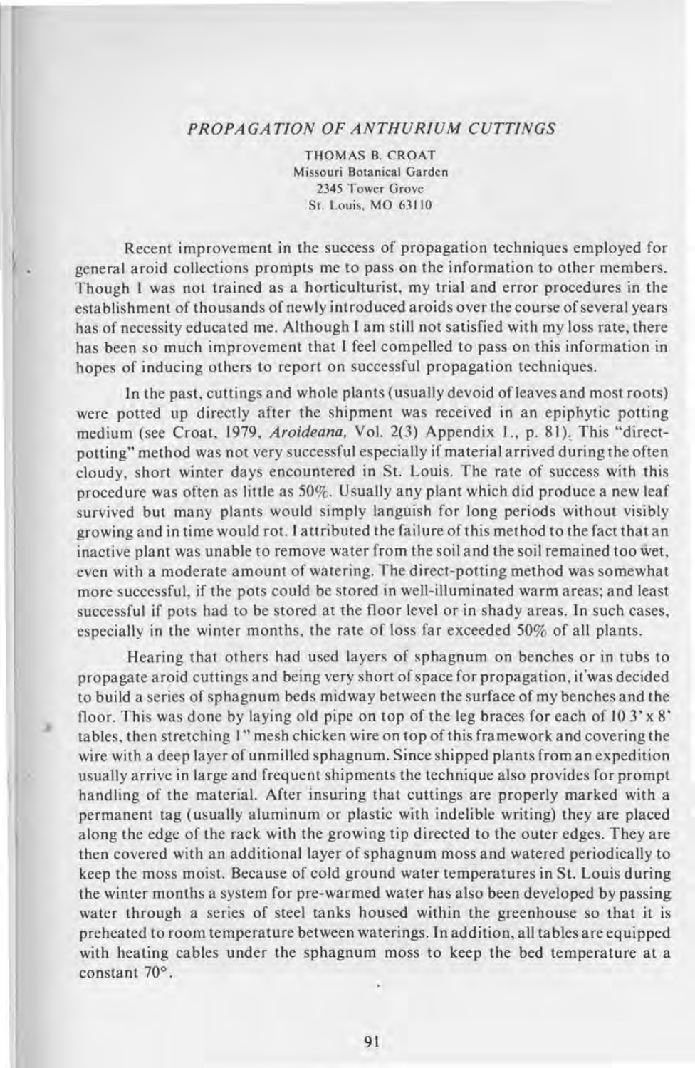## *PROPAGATION OF ANTHURIUM CUTTINGS*

THOMAS B. CROAT
Missouri Botanical Garden
2345 Tower Grove
St. Louis, MO 63110

Recent improvement in the success of propagation techniques employed for general aroid collections prompts me to pass on the information to other members. Though I was not trained as a horticulturist, my trial and error procedures in the establishment of thousands of newly introduced aroids over the course of several years has of necessity educated me. Although I am still not satisfied with my loss rate, there has been so much improvement that I feel compelled to pass on this information in hopes of inducing others to report on successful propagation techniques.

In the past, cuttings and whole plants (usually devoid of leaves and most roots) were potted up directly after the shipment was received in an epiphytic potting medium (see Croat, 1979, *Aroideana*, Vol. 2(3) Appendix I., p. 81). This "direct-potting" method was not very successful especially if material arrived during the often cloudy, short winter days encountered in St. Louis. The rate of success with this procedure was often as little as 50%. Usually any plant which did produce a new leaf survived but many plants would simply languish for long periods without visibly growing and in time would rot. I attributed the failure of this method to the fact that an inactive plant was unable to remove water from the soil and the soil remained too wet, even with a moderate amount of watering. The direct-potting method was somewhat more successful, if the pots could be stored in well-illuminated warm areas; and least successful if pots had to be stored at the floor level or in shady areas. In such cases, especially in the winter months, the rate of loss far exceeded 50% of all plants.

Hearing that others had used layers of sphagnum on benches or in tubs to propagate aroid cuttings and being very short of space for propagation, it was decided to build a series of sphagnum beds midway between the surface of my benches and the floor. This was done by laying old pipe on top of the leg braces for each of 10 3' x 8' tables, then stretching 1" mesh chicken wire on top of this framework and covering the wire with a deep layer of unmilled sphagnum. Since shipped plants from an expedition usually arrive in large and frequent shipments the technique also provides for prompt handling of the material. After insuring that cuttings are properly marked with a permanent tag (usually aluminum or plastic with indelible writing) they are placed along the edge of the rack with the growing tip directed to the outer edges. They are then covered with an additional layer of sphagnum moss and watered periodically to keep the moss moist. Because of cold ground water temperatures in St. Louis during the winter months a system for pre-warmed water has also been developed by passing water through a series of steel tanks housed within the greenhouse so that it is preheated to room temperature between waterings. In addition, all tables are equipped with heating cables under the sphagnum moss to keep the bed temperature at a constant 70°.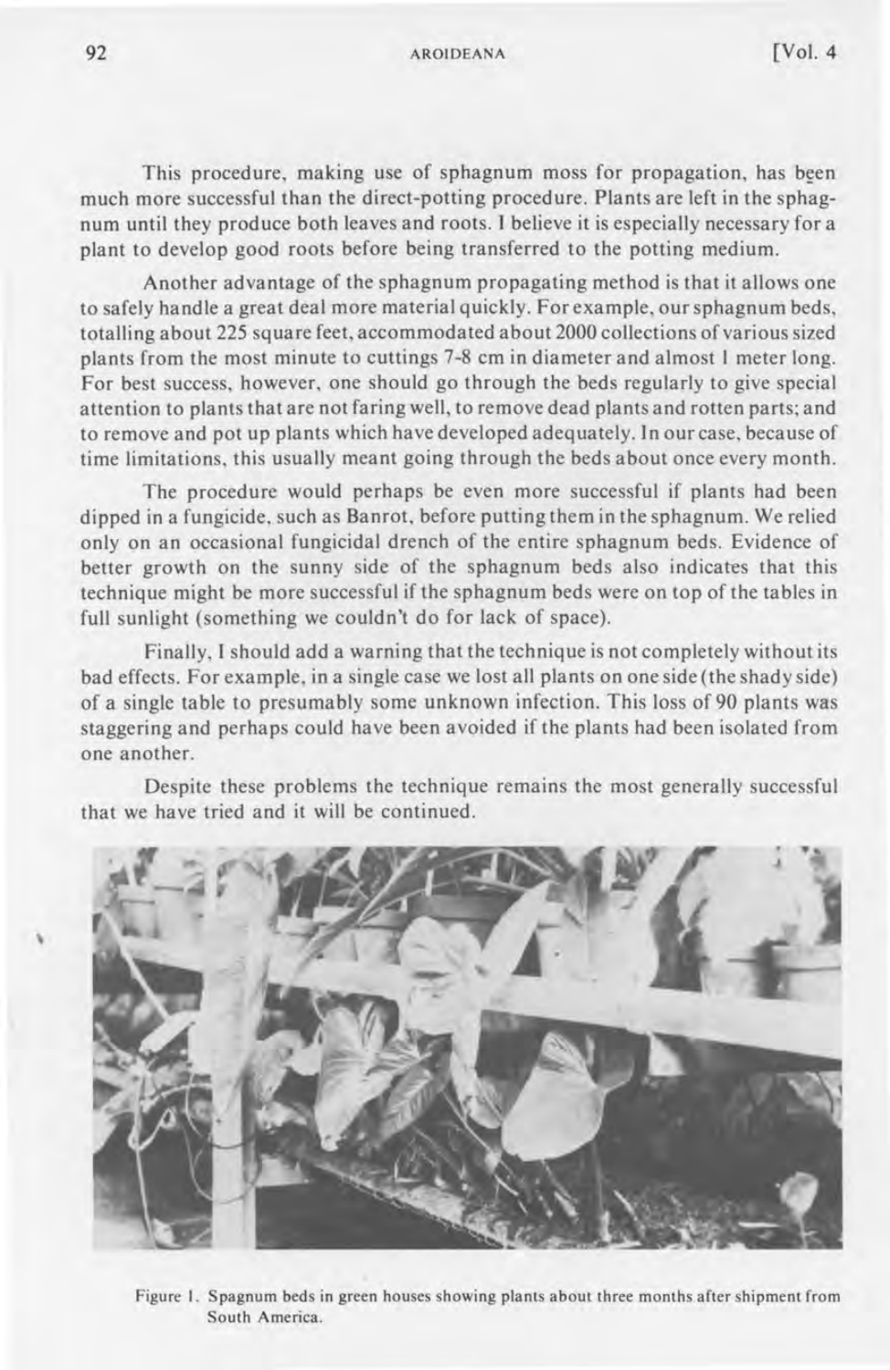This procedure, making use of sphagnum moss for propagation, has been much more successful than the direct-potting procedure. Plants are left in the sphagnum until they produce both leaves and roots. I believe it is especially necessary for a plant to develop good roots before being transferred to the potting medium.

Another advantage of the sphagnum propagating method is that it allows one to safely handle a great deal more material quickly. For example, our sphagnum beds, totalling about 225 square feet, accommodated about 2000 collections of various sized plants from the most minute to cuttings 7-8 cm in diameter and almost 1 meter long. For best success, however, one should go through the beds regularly to give special attention to plants that are not faring well, to remove dead plants and rotten parts; and to remove and pot up plants which have developed adequately. In our case, because of time limitations, this usually meant going through the beds about once every month.

The procedure would perhaps be even more successful if plants had been dipped in a fungicide, such as Banrot, before putting them in the sphagnum. We relied only on an occasional fungicidal drench of the entire sphagnum beds. Evidence of better growth on the sunny side of the sphagnum beds also indicates that this technique might be more successful if the sphagnum beds were on top of the tables in full sunlight (something we couldn't do for lack of space).

Finally, I should add a warning that the technique is not completely without its bad effects. For example, in a single case we lost all plants on one side (the shady side) of a single table to presumably some unknown infection. This loss of 90 plants was staggering and perhaps could have been avoided if the plants had been isolated from one another.

Despite these problems the technique remains the most generally successful that we have tried and it will be continued.

Figure 1. Spagnum beds in green houses showing plants about three months after shipment from South America.